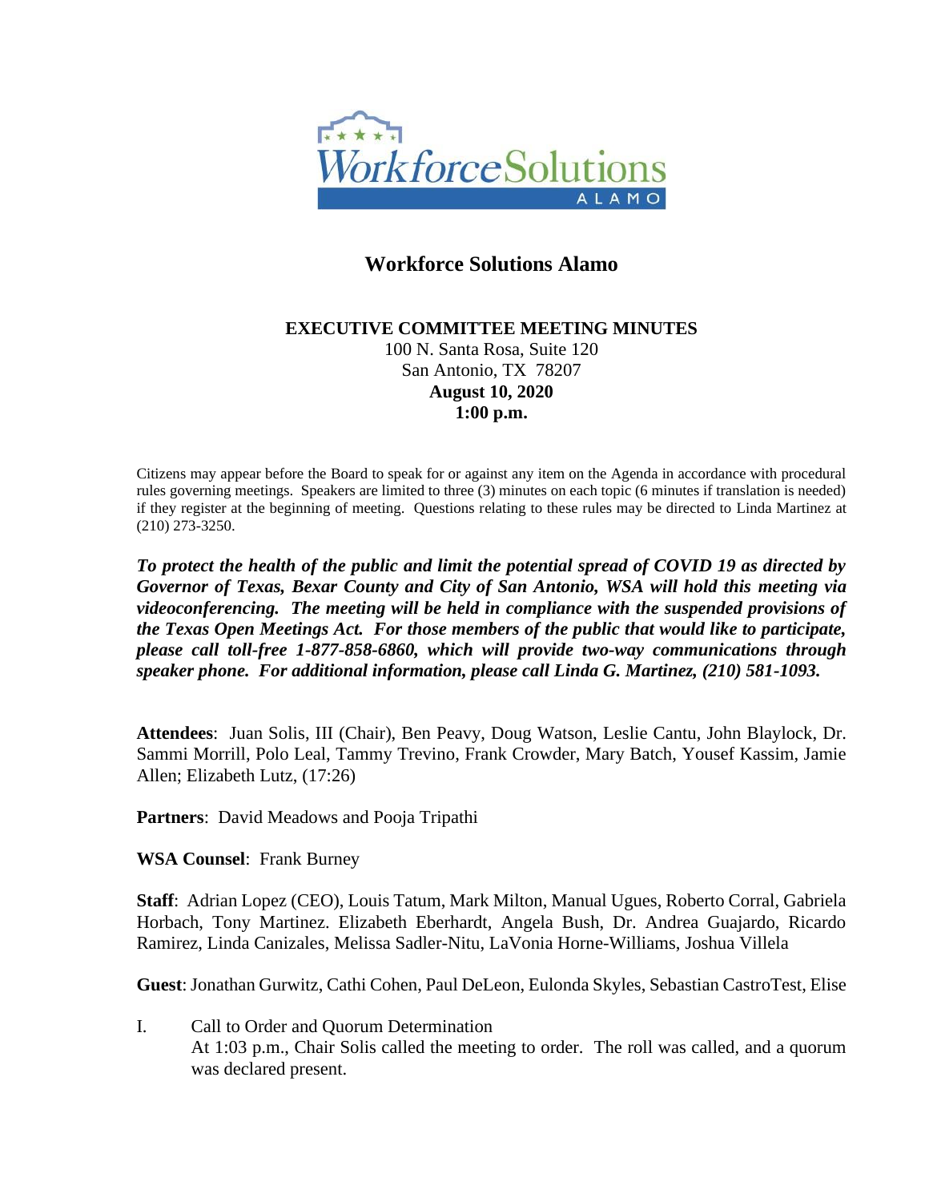# Workforce Solutions Alamo

## EXECUTIVE COMMITTEE MEETING MINUTES

100 N. Santa Rosa, Suite 120
San Antonio, TX 78207
**August 10, 2020**
**1:00 p.m.**

Citizens may appear before the Board to speak for or against any item on the Agenda in accordance with procedural rules governing meetings. Speakers are limited to three (3) minutes on each topic (6 minutes if translation is needed) if they register at the beginning of meeting. Questions relating to these rules may be directed to Linda Martinez at (210) 273-3250.

***To protect the health of the public and limit the potential spread of COVID 19 as directed by Governor of Texas, Bexar County and City of San Antonio, WSA will hold this meeting via videoconferencing. The meeting will be held in compliance with the suspended provisions of the Texas Open Meetings Act. For those members of the public that would like to participate, please call toll-free 1-877-858-6860, which will provide two-way communications through speaker phone. For additional information, please call Linda G. Martinez, (210) 581-1093.***

**Attendees**: Juan Solis, III (Chair), Ben Peavy, Doug Watson, Leslie Cantu, John Blaylock, Dr. Sammi Morrill, Polo Leal, Tammy Trevino, Frank Crowder, Mary Batch, Yousef Kassim, Jamie Allen; Elizabeth Lutz, (17:26)

**Partners**: David Meadows and Pooja Tripathi

**WSA Counsel**: Frank Burney

**Staff**: Adrian Lopez (CEO), Louis Tatum, Mark Milton, Manual Ugues, Roberto Corral, Gabriela Horbach, Tony Martinez. Elizabeth Eberhardt, Angela Bush, Dr. Andrea Guajardo, Ricardo Ramirez, Linda Canizales, Melissa Sadler-Nitu, LaVonia Horne-Williams, Joshua Villela

**Guest**: Jonathan Gurwitz, Cathi Cohen, Paul DeLeon, Eulonda Skyles, Sebastian CastroTest, Elise

I. Call to Order and Quorum Determination
   At 1:03 p.m., Chair Solis called the meeting to order. The roll was called, and a quorum was declared present.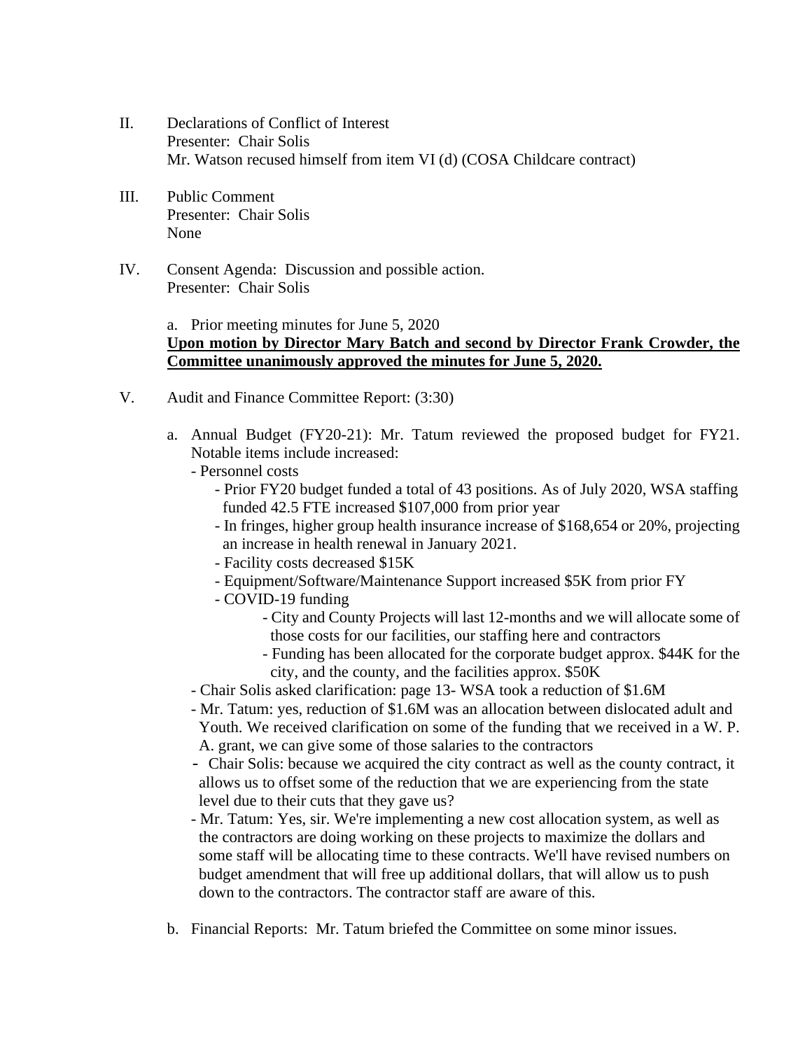II. Declarations of Conflict of Interest
Presenter: Chair Solis
Mr. Watson recused himself from item VI (d) (COSA Childcare contract)

III. Public Comment
Presenter: Chair Solis
None

IV. Consent Agenda: Discussion and possible action.
Presenter: Chair Solis

a. Prior meeting minutes for June 5, 2020

**<u>Upon motion by Director Mary Batch and second by Director Frank Crowder, the Committee unanimously approved the minutes for June 5, 2020.</u>**

V. Audit and Finance Committee Report: (3:30)

a. Annual Budget (FY20-21): Mr. Tatum reviewed the proposed budget for FY21. Notable items include increased:
   - Personnel costs
     - Prior FY20 budget funded a total of 43 positions. As of July 2020, WSA staffing funded 42.5 FTE increased $107,000 from prior year
     - In fringes, higher group health insurance increase of $168,654 or 20%, projecting an increase in health renewal in January 2021.
     - Facility costs decreased $15K
     - Equipment/Software/Maintenance Support increased $5K from prior FY
     - COVID-19 funding
       - City and County Projects will last 12-months and we will allocate some of those costs for our facilities, our staffing here and contractors
       - Funding has been allocated for the corporate budget approx. $44K for the city, and the county, and the facilities approx. $50K
   - Chair Solis asked clarification: page 13- WSA took a reduction of $1.6M
   - Mr. Tatum: yes, reduction of $1.6M was an allocation between dislocated adult and Youth. We received clarification on some of the funding that we received in a W. P. A. grant, we can give some of those salaries to the contractors
   - Chair Solis: because we acquired the city contract as well as the county contract, it allows us to offset some of the reduction that we are experiencing from the state level due to their cuts that they gave us?
   - Mr. Tatum: Yes, sir. We're implementing a new cost allocation system, as well as the contractors are doing working on these projects to maximize the dollars and some staff will be allocating time to these contracts. We'll have revised numbers on budget amendment that will free up additional dollars, that will allow us to push down to the contractors. The contractor staff are aware of this.

b. Financial Reports: Mr. Tatum briefed the Committee on some minor issues.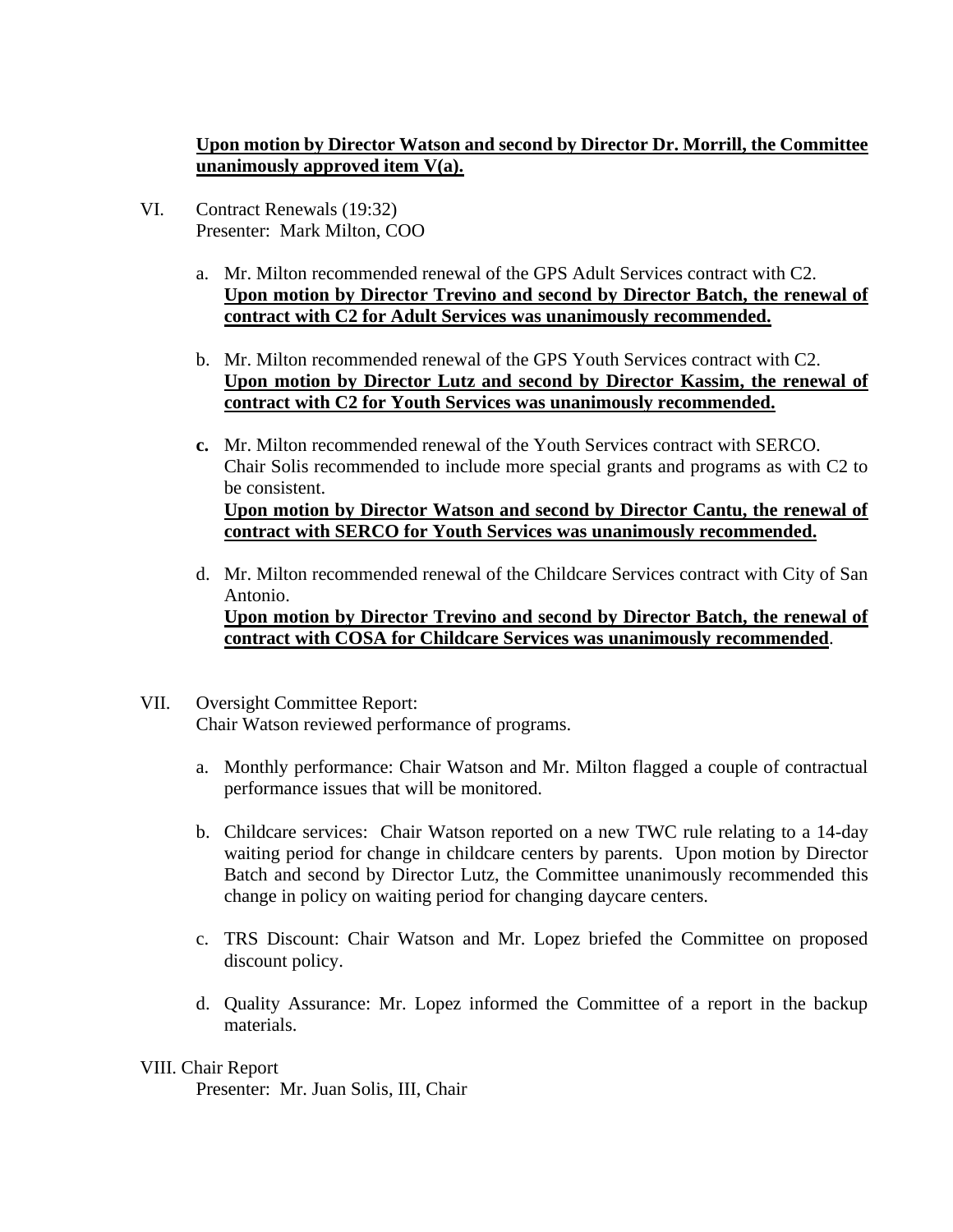**Upon motion by Director Watson and second by Director Dr. Morrill, the Committee unanimously approved item V(a).**

VI. Contract Renewals (19:32)
Presenter: Mark Milton, COO

a. Mr. Milton recommended renewal of the GPS Adult Services contract with C2.
**Upon motion by Director Trevino and second by Director Batch, the renewal of contract with C2 for Adult Services was unanimously recommended.**

b. Mr. Milton recommended renewal of the GPS Youth Services contract with C2.
**Upon motion by Director Lutz and second by Director Kassim, the renewal of contract with C2 for Youth Services was unanimously recommended.**

**c.** Mr. Milton recommended renewal of the Youth Services contract with SERCO. Chair Solis recommended to include more special grants and programs as with C2 to be consistent.
**Upon motion by Director Watson and second by Director Cantu, the renewal of contract with SERCO for Youth Services was unanimously recommended.**

d. Mr. Milton recommended renewal of the Childcare Services contract with City of San Antonio.
**Upon motion by Director Trevino and second by Director Batch, the renewal of contract with COSA for Childcare Services was unanimously recommended**.

VII. Oversight Committee Report:
Chair Watson reviewed performance of programs.

a. Monthly performance: Chair Watson and Mr. Milton flagged a couple of contractual performance issues that will be monitored.

b. Childcare services: Chair Watson reported on a new TWC rule relating to a 14-day waiting period for change in childcare centers by parents. Upon motion by Director Batch and second by Director Lutz, the Committee unanimously recommended this change in policy on waiting period for changing daycare centers.

c. TRS Discount: Chair Watson and Mr. Lopez briefed the Committee on proposed discount policy.

d. Quality Assurance: Mr. Lopez informed the Committee of a report in the backup materials.

VIII. Chair Report
Presenter: Mr. Juan Solis, III, Chair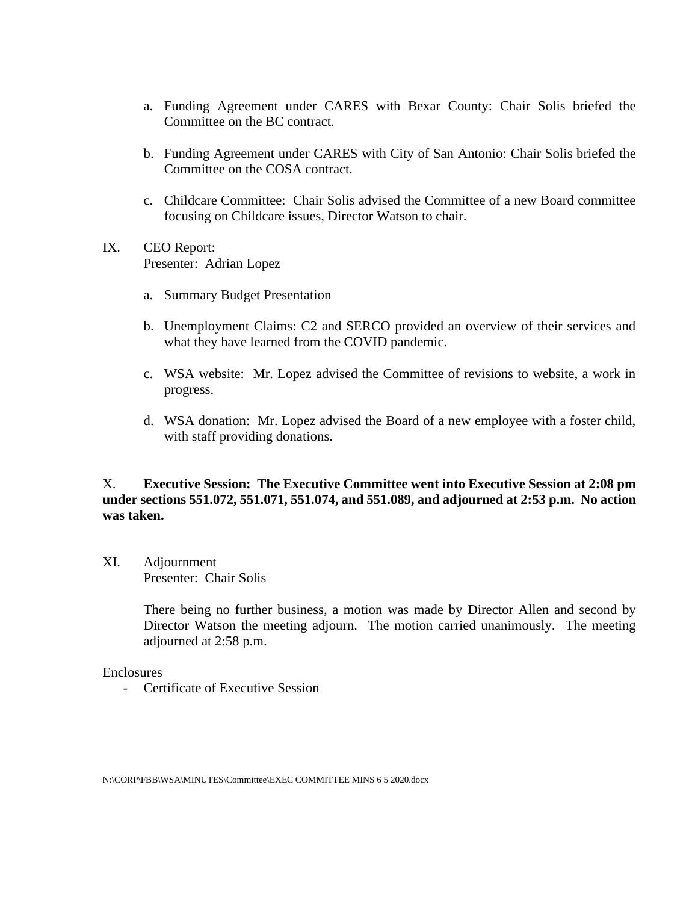a. Funding Agreement under CARES with Bexar County: Chair Solis briefed the Committee on the BC contract.

b. Funding Agreement under CARES with City of San Antonio: Chair Solis briefed the Committee on the COSA contract.

c. Childcare Committee: Chair Solis advised the Committee of a new Board committee focusing on Childcare issues, Director Watson to chair.

IX. CEO Report:
Presenter: Adrian Lopez

a. Summary Budget Presentation

b. Unemployment Claims: C2 and SERCO provided an overview of their services and what they have learned from the COVID pandemic.

c. WSA website: Mr. Lopez advised the Committee of revisions to website, a work in progress.

d. WSA donation: Mr. Lopez advised the Board of a new employee with a foster child, with staff providing donations.

X. **Executive Session: The Executive Committee went into Executive Session at 2:08 pm under sections 551.072, 551.071, 551.074, and 551.089, and adjourned at 2:53 p.m. No action was taken.**

XI. Adjournment
Presenter: Chair Solis

There being no further business, a motion was made by Director Allen and second by Director Watson the meeting adjourn. The motion carried unanimously. The meeting adjourned at 2:58 p.m.

Enclosures

- Certificate of Executive Session

N:\CORP\FBB\WSA\MINUTES\Committee\EXEC COMMITTEE MINS 6 5 2020.docx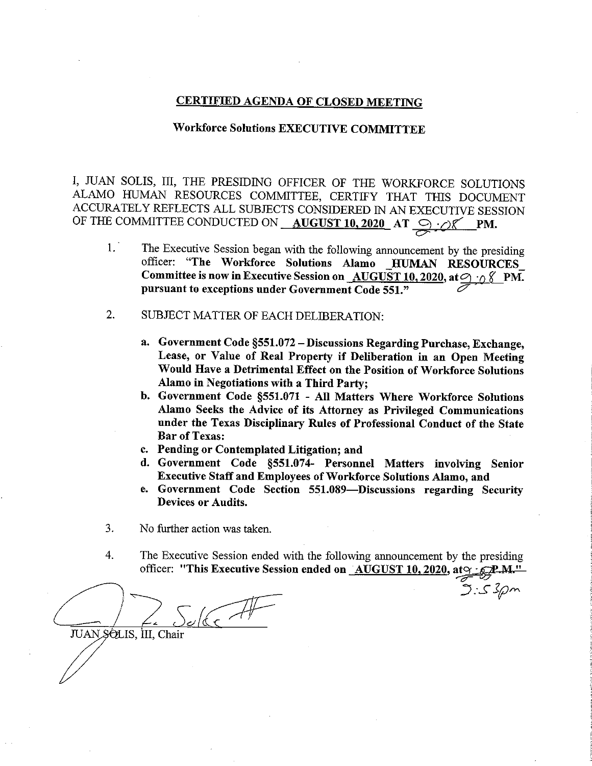**CERTIFIED AGENDA OF CLOSED MEETING**

**Workforce Solutions EXECUTIVE COMMITTEE**

I, JUAN SOLIS, III, THE PRESIDING OFFICER OF THE WORKFORCE SOLUTIONS ALAMO HUMAN RESOURCES COMMITTEE, CERTIFY THAT THIS DOCUMENT ACCURATELY REFLECTS ALL SUBJECTS CONSIDERED IN AN EXECUTIVE SESSION OF THE COMMITTEE CONDUCTED ON **AUGUST 10, 2020** AT 9:08 **PM.**

1. The Executive Session began with the following announcement by the presiding officer: **"The Workforce Solutions Alamo _HUMAN RESOURCES_ Committee is now in Executive Session on AUGUST 10, 2020, at 9:08 PM. pursuant to exceptions under Government Code 551."**

2. SUBJECT MATTER OF EACH DELIBERATION:

   a. **Government Code §551.072 – Discussions Regarding Purchase, Exchange, Lease, or Value of Real Property if Deliberation in an Open Meeting Would Have a Detrimental Effect on the Position of Workforce Solutions Alamo in Negotiations with a Third Party;**
   b. **Government Code §551.071 - All Matters Where Workforce Solutions Alamo Seeks the Advice of its Attorney as Privileged Communications under the Texas Disciplinary Rules of Professional Conduct of the State Bar of Texas:**
   c. **Pending or Contemplated Litigation; and**
   d. **Government Code §551.074- Personnel Matters involving Senior Executive Staff and Employees of Workforce Solutions Alamo, and**
   e. **Government Code Section 551.089—Discussions regarding Security Devices or Audits.**

3. No further action was taken.

4. The Executive Session ended with the following announcement by the presiding officer: **"This Executive Session ended on AUGUST 10, 2020, at ~~9:__ P.M.~~"** 5:53pm

JUAN SOLIS, III, Chair